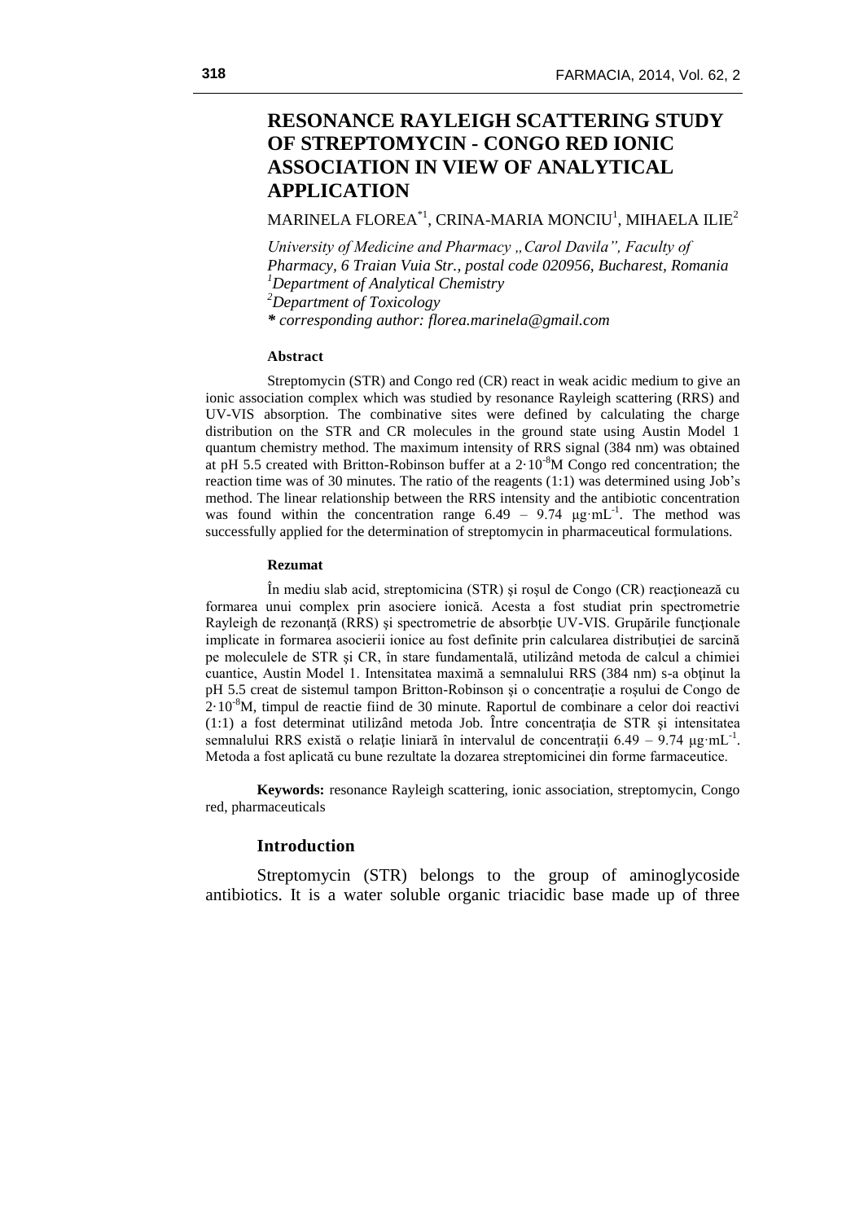# RESONANCE RAYLEIGH SCATTERING STUDY OF STREPTOMYCIN - CONGO RED IONIC ASSOCIATION IN VIEW OF ANALYTICAL APPLICATION

MARINELA FLOREA[*1], CRINA-MARIA MONCIU[1], MIHAELA ILIE[2]

*University of Medicine and Pharmacy „Carol Davila", Faculty of Pharmacy, 6 Traian Vuia Str., postal code 020956, Bucharest, Romania*
*[1]Department of Analytical Chemistry*
*[2]Department of Toxicology*
*[*] corresponding author: florea.marinela@gmail.com*

### Abstract

Streptomycin (STR) and Congo red (CR) react in weak acidic medium to give an ionic association complex which was studied by resonance Rayleigh scattering (RRS) and UV-VIS absorption. The combinative sites were defined by calculating the charge distribution on the STR and CR molecules in the ground state using Austin Model 1 quantum chemistry method. The maximum intensity of RRS signal (384 nm) was obtained at pH 5.5 created with Britton-Robinson buffer at a $2\cdot10^{-8}$M Congo red concentration; the reaction time was of 30 minutes. The ratio of the reagents (1:1) was determined using Job's method. The linear relationship between the RRS intensity and the antibiotic concentration was found within the concentration range 6.49 – 9.74 μg·mL$^{-1}$. The method was successfully applied for the determination of streptomycin in pharmaceutical formulations.

### Rezumat

În mediu slab acid, streptomicina (STR) şi roşul de Congo (CR) reacţionează cu formarea unui complex prin asociere ionică. Acesta a fost studiat prin spectrometrie Rayleigh de rezonanţă (RRS) şi spectrometrie de absorbţie UV-VIS. Grupările funcţionale implicate in formarea asocierii ionice au fost definite prin calcularea distribuţiei de sarcină pe moleculele de STR şi CR, în stare fundamentală, utilizând metoda de calcul a chimiei cuantice, Austin Model 1. Intensitatea maximă a semnalului RRS (384 nm) s-a obţinut la pH 5.5 creat de sistemul tampon Britton-Robinson şi o concentraţie a roşului de Congo de $2\cdot10^{-8}$M, timpul de reactie fiind de 30 minute. Raportul de combinare a celor doi reactivi (1:1) a fost determinat utilizând metoda Job. Între concentraţia de STR şi intensitatea semnalului RRS există o relaţie liniară în intervalul de concentraţii 6.49 – 9.74 μg·mL$^{-1}$. Metoda a fost aplicată cu bune rezultate la dozarea streptomicinei din forme farmaceutice.

**Keywords:** resonance Rayleigh scattering, ionic association, streptomycin, Congo red, pharmaceuticals

## Introduction

Streptomycin (STR) belongs to the group of aminoglycoside antibiotics. It is a water soluble organic triacidic base made up of three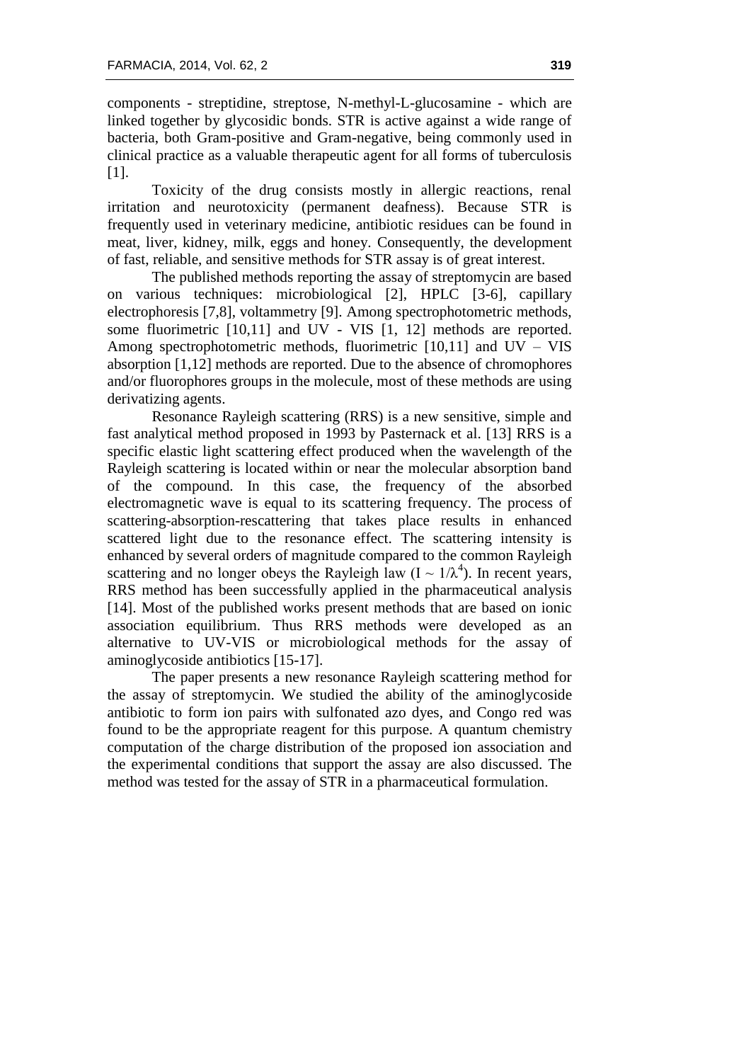components - streptidine, streptose, N-methyl-L-glucosamine - which are linked together by glycosidic bonds. STR is active against a wide range of bacteria, both Gram-positive and Gram-negative, being commonly used in clinical practice as a valuable therapeutic agent for all forms of tuberculosis [1].

Toxicity of the drug consists mostly in allergic reactions, renal irritation and neurotoxicity (permanent deafness). Because STR is frequently used in veterinary medicine, antibiotic residues can be found in meat, liver, kidney, milk, eggs and honey. Consequently, the development of fast, reliable, and sensitive methods for STR assay is of great interest.

The published methods reporting the assay of streptomycin are based on various techniques: microbiological [2], HPLC [3-6], capillary electrophoresis [7,8], voltammetry [9]. Among spectrophotometric methods, some fluorimetric [10,11] and UV - VIS [1, 12] methods are reported. Among spectrophotometric methods, fluorimetric [10,11] and UV – VIS absorption [1,12] methods are reported. Due to the absence of chromophores and/or fluorophores groups in the molecule, most of these methods are using derivatizing agents.

Resonance Rayleigh scattering (RRS) is a new sensitive, simple and fast analytical method proposed in 1993 by Pasternack et al. [13] RRS is a specific elastic light scattering effect produced when the wavelength of the Rayleigh scattering is located within or near the molecular absorption band of the compound. In this case, the frequency of the absorbed electromagnetic wave is equal to its scattering frequency. The process of scattering-absorption-rescattering that takes place results in enhanced scattered light due to the resonance effect. The scattering intensity is enhanced by several orders of magnitude compared to the common Rayleigh scattering and no longer obeys the Rayleigh law ($I \sim 1/\lambda^4$). In recent years, RRS method has been successfully applied in the pharmaceutical analysis [14]. Most of the published works present methods that are based on ionic association equilibrium. Thus RRS methods were developed as an alternative to UV-VIS or microbiological methods for the assay of aminoglycoside antibiotics [15-17].

The paper presents a new resonance Rayleigh scattering method for the assay of streptomycin. We studied the ability of the aminoglycoside antibiotic to form ion pairs with sulfonated azo dyes, and Congo red was found to be the appropriate reagent for this purpose. A quantum chemistry computation of the charge distribution of the proposed ion association and the experimental conditions that support the assay are also discussed. The method was tested for the assay of STR in a pharmaceutical formulation.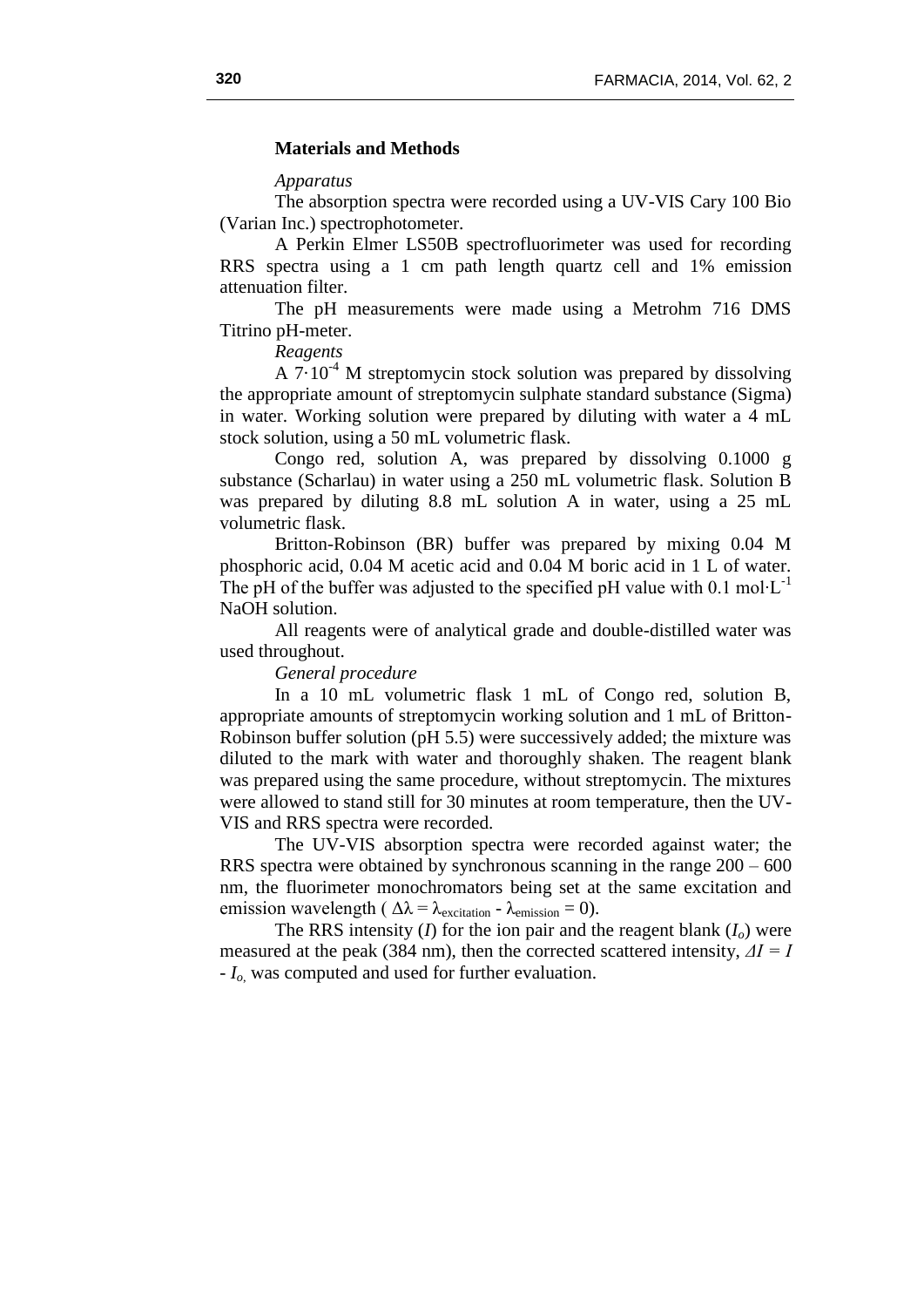## Materials and Methods

*Apparatus*

The absorption spectra were recorded using a UV-VIS Cary 100 Bio (Varian Inc.) spectrophotometer.

A Perkin Elmer LS50B spectrofluorimeter was used for recording RRS spectra using a 1 cm path length quartz cell and 1% emission attenuation filter.

The pH measurements were made using a Metrohm 716 DMS Titrino pH-meter.

*Reagents*

A $7 \cdot 10^{-4}$ M streptomycin stock solution was prepared by dissolving the appropriate amount of streptomycin sulphate standard substance (Sigma) in water. Working solution were prepared by diluting with water a 4 mL stock solution, using a 50 mL volumetric flask.

Congo red, solution A, was prepared by dissolving 0.1000 g substance (Scharlau) in water using a 250 mL volumetric flask. Solution B was prepared by diluting 8.8 mL solution A in water, using a 25 mL volumetric flask.

Britton-Robinson (BR) buffer was prepared by mixing 0.04 M phosphoric acid, 0.04 M acetic acid and 0.04 M boric acid in 1 L of water. The pH of the buffer was adjusted to the specified pH value with 0.1 $mol \cdot L^{-1}$ NaOH solution.

All reagents were of analytical grade and double-distilled water was used throughout.

*General procedure*

In a 10 mL volumetric flask 1 mL of Congo red, solution B, appropriate amounts of streptomycin working solution and 1 mL of Britton-Robinson buffer solution (pH 5.5) were successively added; the mixture was diluted to the mark with water and thoroughly shaken. The reagent blank was prepared using the same procedure, without streptomycin. The mixtures were allowed to stand still for 30 minutes at room temperature, then the UV-VIS and RRS spectra were recorded.

The UV-VIS absorption spectra were recorded against water; the RRS spectra were obtained by synchronous scanning in the range 200 – 600 nm, the fluorimeter monochromators being set at the same excitation and emission wavelength ( $\Delta\lambda = \lambda_{excitation} - \lambda_{emission} = 0$).

The RRS intensity ($I$) for the ion pair and the reagent blank ($I_o$) were measured at the peak (384 nm), then the corrected scattered intensity, $\Delta I = I - I_o$, was computed and used for further evaluation.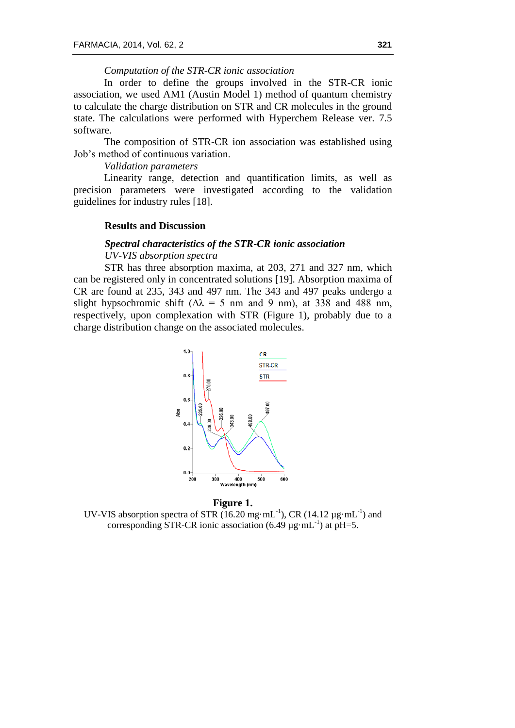*Computation of the STR-CR ionic association*

In order to define the groups involved in the STR-CR ionic association, we used AM1 (Austin Model 1) method of quantum chemistry to calculate the charge distribution on STR and CR molecules in the ground state. The calculations were performed with Hyperchem Release ver. 7.5 software.

The composition of STR-CR ion association was established using Job's method of continuous variation.

*Validation parameters*

Linearity range, detection and quantification limits, as well as precision parameters were investigated according to the validation guidelines for industry rules [18].

## Results and Discussion

### *Spectral characteristics of the STR-CR ionic association*

*UV-VIS absorption spectra*

STR has three absorption maxima, at 203, 271 and 327 nm, which can be registered only in concentrated solutions [19]. Absorption maxima of CR are found at 235, 343 and 497 nm. The 343 and 497 peaks undergo a slight hypsochromic shift ($\Delta\lambda$ = 5 nm and 9 nm), at 338 and 488 nm, respectively, upon complexation with STR (Figure 1), probably due to a charge distribution change on the associated molecules.

**Figure 1.**

UV-VIS absorption spectra of STR (16.20 mg·mL$^{-1}$), CR (14.12 µg·mL$^{-1}$) and corresponding STR-CR ionic association (6.49 µg·mL$^{-1}$) at pH=5.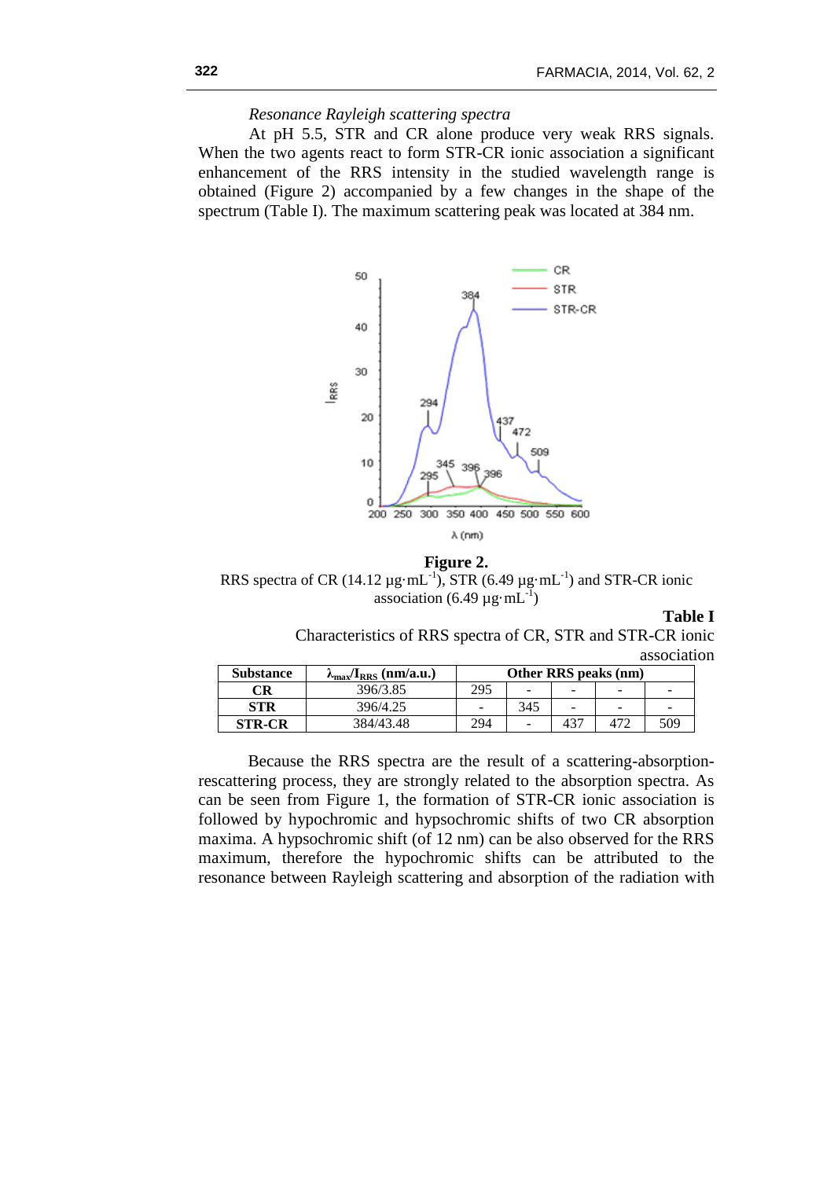*Resonance Rayleigh scattering spectra*

At pH 5.5, STR and CR alone produce very weak RRS signals. When the two agents react to form STR-CR ionic association a significant enhancement of the RRS intensity in the studied wavelength range is obtained (Figure 2) accompanied by a few changes in the shape of the spectrum (Table I). The maximum scattering peak was located at 384 nm.

**Figure 2.**
RRS spectra of CR (14.12 µg·mL$^{-1}$), STR (6.49 µg·mL$^{-1}$) and STR-CR ionic association (6.49 µg·mL$^{-1}$)

**Table I**
Characteristics of RRS spectra of CR, STR and STR-CR ionic association

| Substance | $\lambda_{max}/I_{RRS}$ (nm/a.u.) | Other RRS peaks (nm) | | | | |
|---|---|---|---|---|---|---|
| **CR** | 396/3.85 | 295 | - | - | - | - |
| **STR** | 396/4.25 | - | 345 | - | - | - |
| **STR-CR** | 384/43.48 | 294 | - | 437 | 472 | 509 |

Because the RRS spectra are the result of a scattering-absorption-rescattering process, they are strongly related to the absorption spectra. As can be seen from Figure 1, the formation of STR-CR ionic association is followed by hypochromic and hypsochromic shifts of two CR absorption maxima. A hypsochromic shift (of 12 nm) can be also observed for the RRS maximum, therefore the hypochromic shifts can be attributed to the resonance between Rayleigh scattering and absorption of the radiation with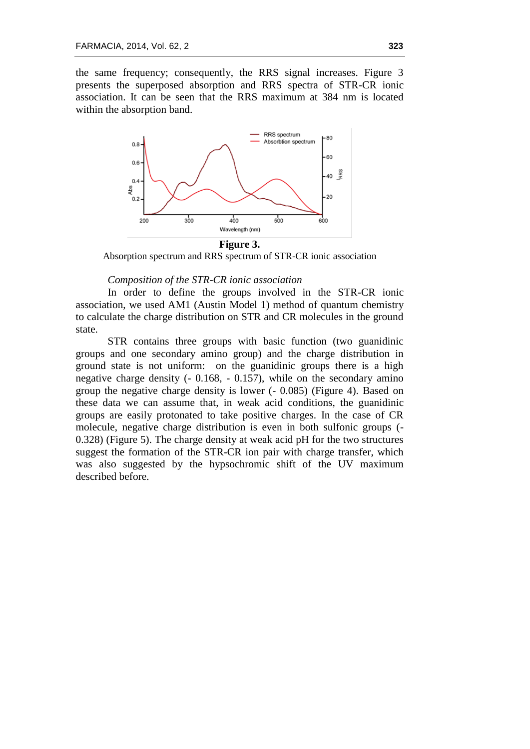the same frequency; consequently, the RRS signal increases. Figure 3 presents the superposed absorption and RRS spectra of STR-CR ionic association. It can be seen that the RRS maximum at 384 nm is located within the absorption band.

**Figure 3.**

Absorption spectrum and RRS spectrum of STR-CR ionic association

*Composition of the STR-CR ionic association*

In order to define the groups involved in the STR-CR ionic association, we used AM1 (Austin Model 1) method of quantum chemistry to calculate the charge distribution on STR and CR molecules in the ground state.

STR contains three groups with basic function (two guanidinic groups and one secondary amino group) and the charge distribution in ground state is not uniform: on the guanidinic groups there is a high negative charge density (- 0.168, - 0.157), while on the secondary amino group the negative charge density is lower (- 0.085) (Figure 4). Based on these data we can assume that, in weak acid conditions, the guanidinic groups are easily protonated to take positive charges. In the case of CR molecule, negative charge distribution is even in both sulfonic groups (-0.328) (Figure 5). The charge density at weak acid pH for the two structures suggest the formation of the STR-CR ion pair with charge transfer, which was also suggested by the hypsochromic shift of the UV maximum described before.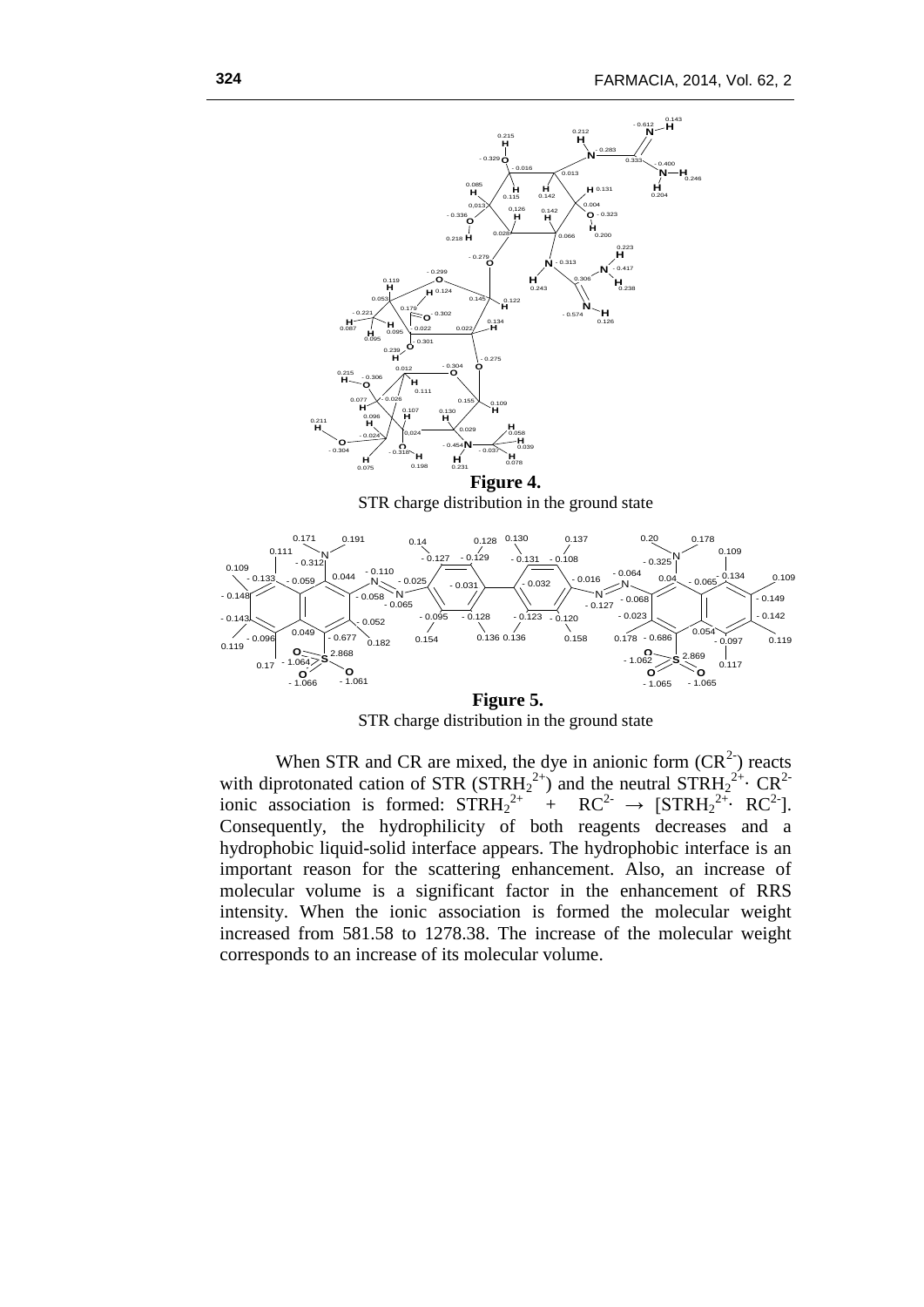**Figure 4.**

STR charge distribution in the ground state

**Figure 5.**

STR charge distribution in the ground state

When STR and CR are mixed, the dye in anionic form ($CR^{2-}$) reacts with diprotonated cation of STR ($STRH_2^{2+}$) and the neutral $STRH_2^{2+}\cdot CR^{2-}$ ionic association is formed: $STRH_2^{2+} + RC^{2-} \rightarrow [STRH_2^{2+}\cdot RC^{2-}]$. Consequently, the hydrophilicity of both reagents decreases and a hydrophobic liquid-solid interface appears. The hydrophobic interface is an important reason for the scattering enhancement. Also, an increase of molecular volume is a significant factor in the enhancement of RRS intensity. When the ionic association is formed the molecular weight increased from 581.58 to 1278.38. The increase of the molecular weight corresponds to an increase of its molecular volume.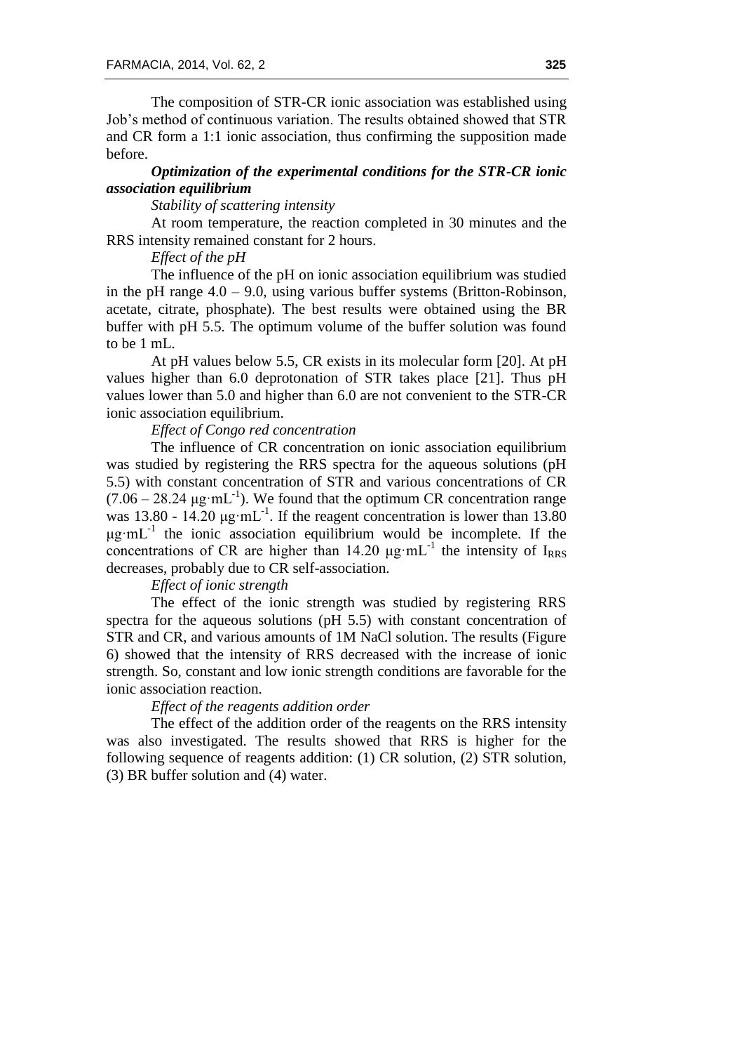The composition of STR-CR ionic association was established using Job's method of continuous variation. The results obtained showed that STR and CR form a 1:1 ionic association, thus confirming the supposition made before.

***Optimization of the experimental conditions for the STR-CR ionic association equilibrium***

*Stability of scattering intensity*

At room temperature, the reaction completed in 30 minutes and the RRS intensity remained constant for 2 hours.

*Effect of the pH*

The influence of the pH on ionic association equilibrium was studied in the pH range 4.0 – 9.0, using various buffer systems (Britton-Robinson, acetate, citrate, phosphate). The best results were obtained using the BR buffer with pH 5.5. The optimum volume of the buffer solution was found to be 1 mL.

At pH values below 5.5, CR exists in its molecular form [20]. At pH values higher than 6.0 deprotonation of STR takes place [21]. Thus pH values lower than 5.0 and higher than 6.0 are not convenient to the STR-CR ionic association equilibrium.

*Effect of Congo red concentration*

The influence of CR concentration on ionic association equilibrium was studied by registering the RRS spectra for the aqueous solutions (pH 5.5) with constant concentration of STR and various concentrations of CR ($7.06 – 28.24\ \mu g \cdot mL^{-1}$). We found that the optimum CR concentration range was $13.80 - 14.20\ \mu g \cdot mL^{-1}$. If the reagent concentration is lower than $13.80\ \mu g \cdot mL^{-1}$ the ionic association equilibrium would be incomplete. If the concentrations of CR are higher than $14.20\ \mu g \cdot mL^{-1}$ the intensity of $I_{RRS}$ decreases, probably due to CR self-association.

*Effect of ionic strength*

The effect of the ionic strength was studied by registering RRS spectra for the aqueous solutions (pH 5.5) with constant concentration of STR and CR, and various amounts of 1M NaCl solution. The results (Figure 6) showed that the intensity of RRS decreased with the increase of ionic strength. So, constant and low ionic strength conditions are favorable for the ionic association reaction.

*Effect of the reagents addition order*

The effect of the addition order of the reagents on the RRS intensity was also investigated. The results showed that RRS is higher for the following sequence of reagents addition: (1) CR solution, (2) STR solution, (3) BR buffer solution and (4) water.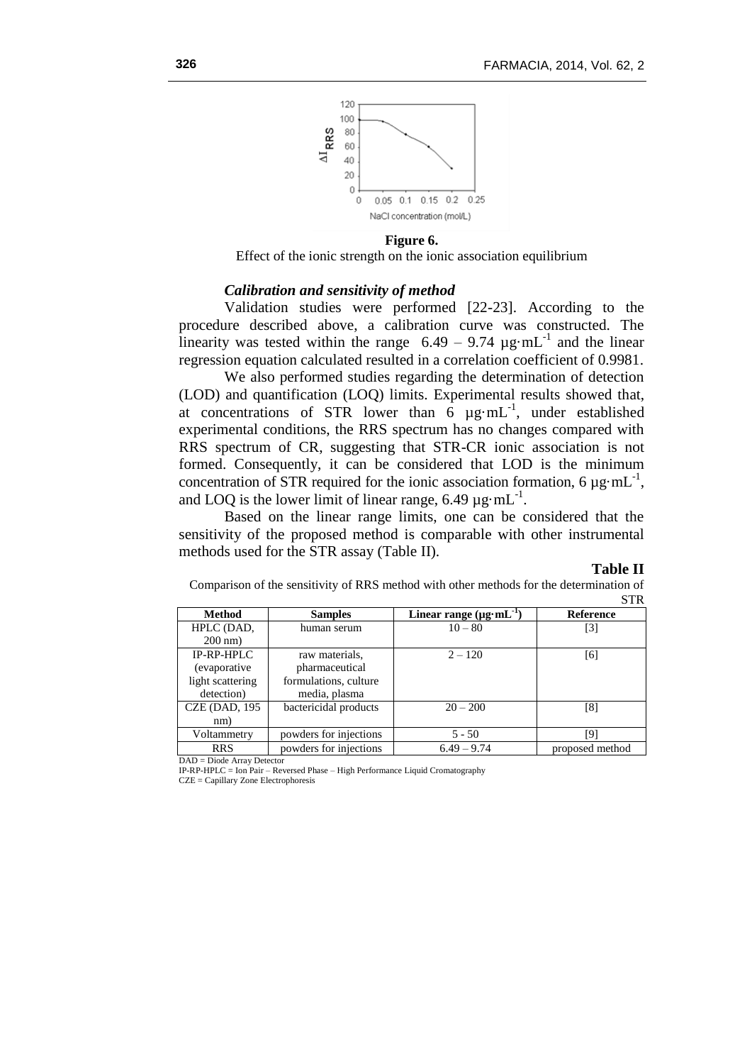**Figure 6.**

Effect of the ionic strength on the ionic association equilibrium

### *Calibration and sensitivity of method*

Validation studies were performed [22-23]. According to the procedure described above, a calibration curve was constructed. The linearity was tested within the range 6.49 – 9.74 µg·mL$^{-1}$ and the linear regression equation calculated resulted in a correlation coefficient of 0.9981.

We also performed studies regarding the determination of detection (LOD) and quantification (LOQ) limits. Experimental results showed that, at concentrations of STR lower than 6 µg·mL$^{-1}$, under established experimental conditions, the RRS spectrum has no changes compared with RRS spectrum of CR, suggesting that STR-CR ionic association is not formed. Consequently, it can be considered that LOD is the minimum concentration of STR required for the ionic association formation, 6 µg·mL$^{-1}$, and LOQ is the lower limit of linear range, 6.49 µg·mL$^{-1}$.

Based on the linear range limits, one can be considered that the sensitivity of the proposed method is comparable with other instrumental methods used for the STR assay (Table II).

**Table II**

Comparison of the sensitivity of RRS method with other methods for the determination of STR

| Method | Samples | Linear range (µg·mL$^{-1}$) | Reference |
|---|---|---|---|
| HPLC (DAD, 200 nm) | human serum | 10 – 80 | [3] |
| IP-RP-HPLC (evaporative light scattering detection) | raw materials, pharmaceutical formulations, culture media, plasma | 2 – 120 | [6] |
| CZE (DAD, 195 nm) | bactericidal products | 20 – 200 | [8] |
| Voltammetry | powders for injections | 5 - 50 | [9] |
| RRS | powders for injections | 6.49 – 9.74 | proposed method |

DAD = Diode Array Detector

IP-RP-HPLC = Ion Pair – Reversed Phase – High Performance Liquid Cromatography

CZE = Capillary Zone Electrophoresis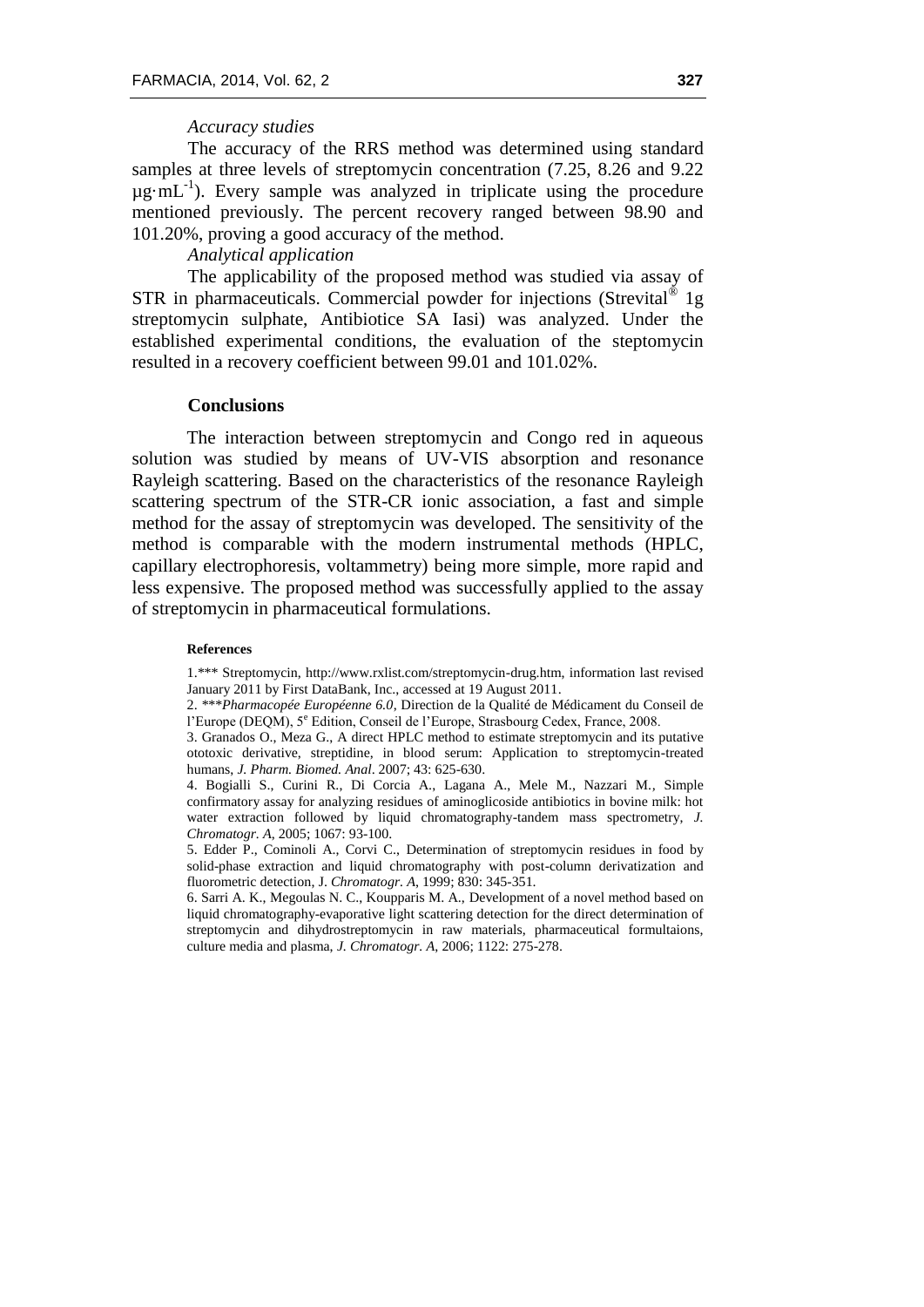*Accuracy studies*

The accuracy of the RRS method was determined using standard samples at three levels of streptomycin concentration (7.25, 8.26 and 9.22 $\mu g \cdot mL^{-1}$). Every sample was analyzed in triplicate using the procedure mentioned previously. The percent recovery ranged between 98.90 and 101.20%, proving a good accuracy of the method.

*Analytical application*

The applicability of the proposed method was studied via assay of STR in pharmaceuticals. Commercial powder for injections (Strevital® 1g streptomycin sulphate, Antibiotice SA Iasi) was analyzed. Under the established experimental conditions, the evaluation of the steptomycin resulted in a recovery coefficient between 99.01 and 101.02%.

## Conclusions

The interaction between streptomycin and Congo red in aqueous solution was studied by means of UV-VIS absorption and resonance Rayleigh scattering. Based on the characteristics of the resonance Rayleigh scattering spectrum of the STR-CR ionic association, a fast and simple method for the assay of streptomycin was developed. The sensitivity of the method is comparable with the modern instrumental methods (HPLC, capillary electrophoresis, voltammetry) being more simple, more rapid and less expensive. The proposed method was successfully applied to the assay of streptomycin in pharmaceutical formulations.

### References

1.*** Streptomycin, http://www.rxlist.com/streptomycin-drug.htm, information last revised January 2011 by First DataBank, Inc., accessed at 19 August 2011.

2. ****Pharmacopée Européenne 6.0*, Direction de la Qualité de Médicament du Conseil de l'Europe (DEQM), 5e Edition, Conseil de l'Europe, Strasbourg Cedex, France, 2008.

3. Granados O., Meza G., A direct HPLC method to estimate streptomycin and its putative ototoxic derivative, streptidine, in blood serum: Application to streptomycin-treated humans, *J. Pharm. Biomed. Anal*. 2007; 43: 625-630.

4. Bogialli S., Curini R., Di Corcia A., Lagana A., Mele M., Nazzari M., Simple confirmatory assay for analyzing residues of aminoglicoside antibiotics in bovine milk: hot water extraction followed by liquid chromatography-tandem mass spectrometry, *J. Chromatogr. A*, 2005; 1067: 93-100.

5. Edder P., Cominoli A., Corvi C., Determination of streptomycin residues in food by solid-phase extraction and liquid chromatography with post-column derivatization and fluorometric detection, J. *Chromatogr. A*, 1999; 830: 345-351.

6. Sarri A. K., Megoulas N. C., Koupparis M. A., Development of a novel method based on liquid chromatography-evaporative light scattering detection for the direct determination of streptomycin and dihydrostreptomycin in raw materials, pharmaceutical formultaions, culture media and plasma, *J. Chromatogr. A*, 2006; 1122: 275-278.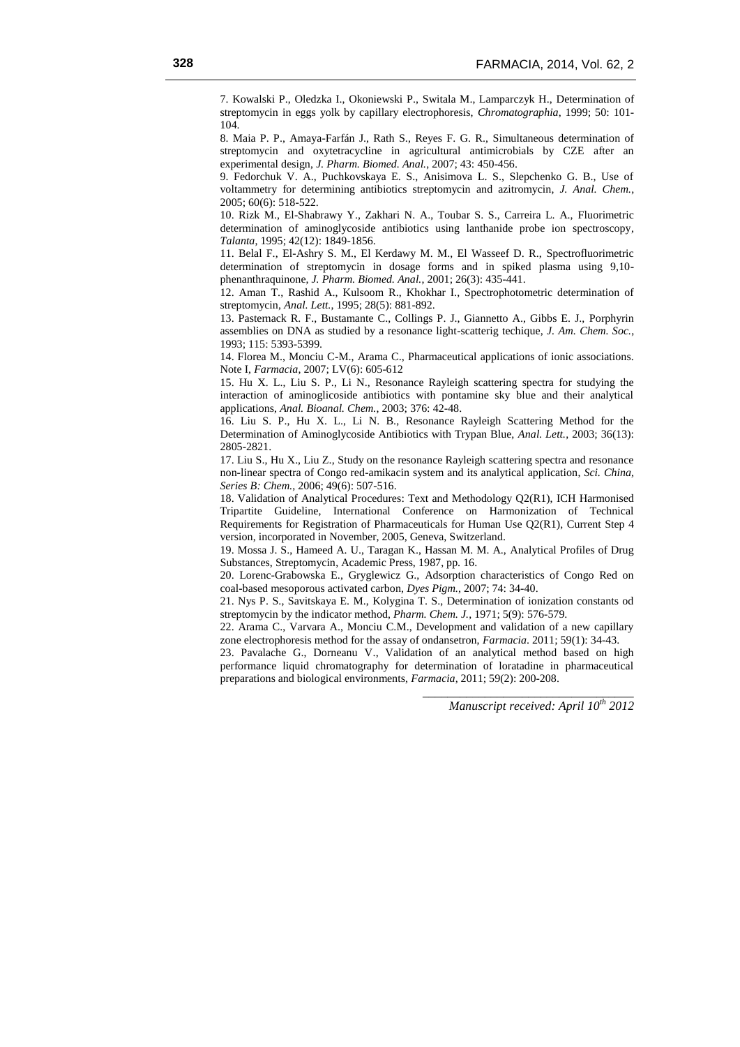7. Kowalski P., Oledzka I., Okoniewski P., Switala M., Lamparczyk H., Determination of streptomycin in eggs yolk by capillary electrophoresis, *Chromatographia*, 1999; 50: 101-104.

8. Maia P. P., Amaya-Farfán J., Rath S., Reyes F. G. R., Simultaneous determination of streptomycin and oxytetracycline in agricultural antimicrobials by CZE after an experimental design, *J. Pharm. Biomed. Anal.*, 2007; 43: 450-456.

9. Fedorchuk V. A., Puchkovskaya E. S., Anisimova L. S., Slepchenko G. B., Use of voltammetry for determining antibiotics streptomycin and azitromycin, *J. Anal. Chem.*, 2005; 60(6): 518-522.

10. Rizk M., El-Shabrawy Y., Zakhari N. A., Toubar S. S., Carreira L. A., Fluorimetric determination of aminoglycoside antibiotics using lanthanide probe ion spectroscopy, *Talanta*, 1995; 42(12): 1849-1856.

11. Belal F., El-Ashry S. M., El Kerdawy M. M., El Wasseef D. R., Spectrofluorimetric determination of streptomycin in dosage forms and in spiked plasma using 9,10-phenanthraquinone, *J. Pharm. Biomed. Anal.*, 2001; 26(3): 435-441.

12. Aman T., Rashid A., Kulsoom R., Khokhar I., Spectrophotometric determination of streptomycin, *Anal. Lett.*, 1995; 28(5): 881-892.

13. Pasternack R. F., Bustamante C., Collings P. J., Giannetto A., Gibbs E. J., Porphyrin assemblies on DNA as studied by a resonance light-scatterig techique, *J. Am. Chem. Soc.*, 1993; 115: 5393-5399.

14. Florea M., Monciu C-M., Arama C., Pharmaceutical applications of ionic associations. Note I, *Farmacia*, 2007; LV(6): 605-612

15. Hu X. L., Liu S. P., Li N., Resonance Rayleigh scattering spectra for studying the interaction of aminoglicoside antibiotics with pontamine sky blue and their analytical applications, *Anal. Bioanal. Chem.*, 2003; 376: 42-48.

16. Liu S. P., Hu X. L., Li N. B., Resonance Rayleigh Scattering Method for the Determination of Aminoglycoside Antibiotics with Trypan Blue, *Anal. Lett.*, 2003; 36(13): 2805-2821.

17. Liu S., Hu X., Liu Z., Study on the resonance Rayleigh scattering spectra and resonance non-linear spectra of Congo red-amikacin system and its analytical application, *Sci. China, Series B: Chem.*, 2006; 49(6): 507-516.

18. Validation of Analytical Procedures: Text and Methodology Q2(R1), ICH Harmonised Tripartite Guideline, International Conference on Harmonization of Technical Requirements for Registration of Pharmaceuticals for Human Use Q2(R1), Current Step 4 version, incorporated in November, 2005, Geneva, Switzerland.

19. Mossa J. S., Hameed A. U., Taragan K., Hassan M. M. A., Analytical Profiles of Drug Substances, Streptomycin, Academic Press, 1987, pp. 16.

20. Lorenc-Grabowska E., Gryglewicz G., Adsorption characteristics of Congo Red on coal-based mesoporous activated carbon, *Dyes Pigm.*, 2007; 74: 34-40.

21. Nys P. S., Savitskaya E. M., Kolygina T. S., Determination of ionization constants od streptomycin by the indicator method, *Pharm. Chem. J.*, 1971; 5(9): 576-579.

22. Arama C., Varvara A., Monciu C.M., Development and validation of a new capillary zone electrophoresis method for the assay of ondansetron, *Farmacia*. 2011; 59(1): 34-43.

23. Pavalache G., Dorneanu V., Validation of an analytical method based on high performance liquid chromatography for determination of loratadine in pharmaceutical preparations and biological environments, *Farmacia*, 2011; 59(2): 200-208.

---

*Manuscript received: April 10th 2012*